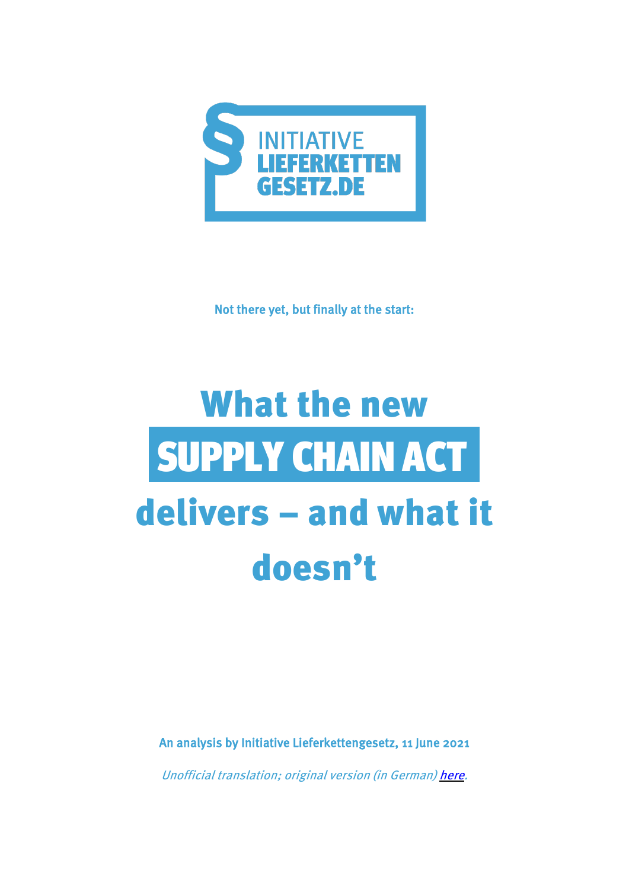INITIATIVE LIEFERKETTENGESETZ.DE

Not there yet, but finally at the start:

# What the new SUPPLY CHAIN ACT delivers – and what it doesn't

An analysis by Initiative Lieferkettengesetz, 11 June 2021

*Unofficial translation; original version (in German) here.*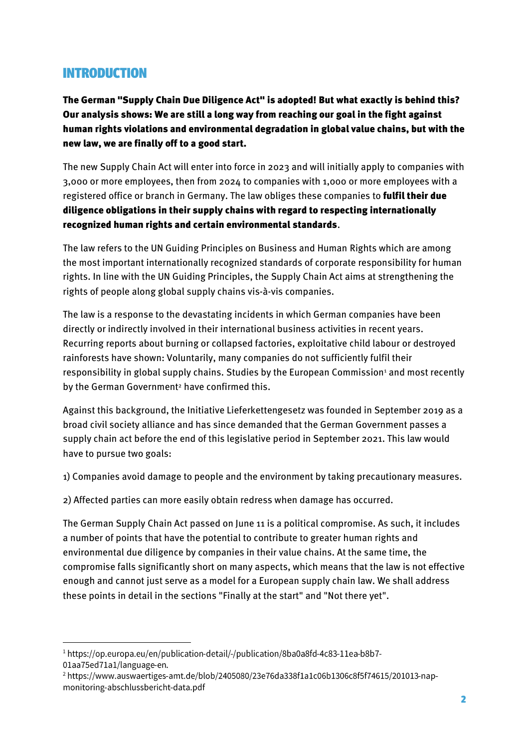## INTRODUCTION

**The German "Supply Chain Due Diligence Act" is adopted! But what exactly is behind this? Our analysis shows: We are still a long way from reaching our goal in the fight against human rights violations and environmental degradation in global value chains, but with the new law, we are finally off to a good start.**

The new Supply Chain Act will enter into force in 2023 and will initially apply to companies with 3,000 or more employees, then from 2024 to companies with 1,000 or more employees with a registered office or branch in Germany. The law obliges these companies to **fulfil their due diligence obligations in their supply chains with regard to respecting internationally recognized human rights and certain environmental standards**.

The law refers to the UN Guiding Principles on Business and Human Rights which are among the most important internationally recognized standards of corporate responsibility for human rights. In line with the UN Guiding Principles, the Supply Chain Act aims at strengthening the rights of people along global supply chains vis-à-vis companies.

The law is a response to the devastating incidents in which German companies have been directly or indirectly involved in their international business activities in recent years. Recurring reports about burning or collapsed factories, exploitative child labour or destroyed rainforests have shown: Voluntarily, many companies do not sufficiently fulfil their responsibility in global supply chains. Studies by the European Commission[1] and most recently by the German Government[2] have confirmed this.

Against this background, the Initiative Lieferkettengesetz was founded in September 2019 as a broad civil society alliance and has since demanded that the German Government passes a supply chain act before the end of this legislative period in September 2021. This law would have to pursue two goals:

1) Companies avoid damage to people and the environment by taking precautionary measures.

2) Affected parties can more easily obtain redress when damage has occurred.

The German Supply Chain Act passed on June 11 is a political compromise. As such, it includes a number of points that have the potential to contribute to greater human rights and environmental due diligence by companies in their value chains. At the same time, the compromise falls significantly short on many aspects, which means that the law is not effective enough and cannot just serve as a model for a European supply chain law. We shall address these points in detail in the sections "Finally at the start" and "Not there yet".

[1] https://op.europa.eu/en/publication-detail/-/publication/8ba0a8fd-4c83-11ea-b8b7-01aa75ed71a1/language-en.

[2] https://www.auswaertiges-amt.de/blob/2405080/23e76da338f1a1c06b1306c8f5f74615/201013-nap-monitoring-abschlussbericht-data.pdf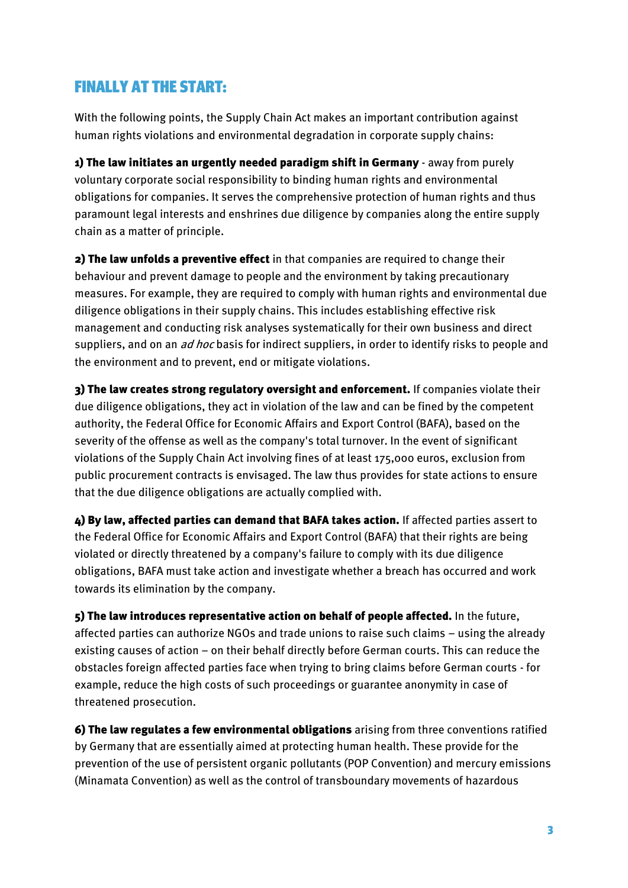## FINALLY AT THE START:

With the following points, the Supply Chain Act makes an important contribution against human rights violations and environmental degradation in corporate supply chains:

**1) The law initiates an urgently needed paradigm shift in Germany** - away from purely voluntary corporate social responsibility to binding human rights and environmental obligations for companies. It serves the comprehensive protection of human rights and thus paramount legal interests and enshrines due diligence by companies along the entire supply chain as a matter of principle.

**2) The law unfolds a preventive effect** in that companies are required to change their behaviour and prevent damage to people and the environment by taking precautionary measures. For example, they are required to comply with human rights and environmental due diligence obligations in their supply chains. This includes establishing effective risk management and conducting risk analyses systematically for their own business and direct suppliers, and on an *ad hoc* basis for indirect suppliers, in order to identify risks to people and the environment and to prevent, end or mitigate violations.

**3) The law creates strong regulatory oversight and enforcement.** If companies violate their due diligence obligations, they act in violation of the law and can be fined by the competent authority, the Federal Office for Economic Affairs and Export Control (BAFA), based on the severity of the offense as well as the company's total turnover. In the event of significant violations of the Supply Chain Act involving fines of at least 175,000 euros, exclusion from public procurement contracts is envisaged. The law thus provides for state actions to ensure that the due diligence obligations are actually complied with.

**4) By law, affected parties can demand that BAFA takes action.** If affected parties assert to the Federal Office for Economic Affairs and Export Control (BAFA) that their rights are being violated or directly threatened by a company's failure to comply with its due diligence obligations, BAFA must take action and investigate whether a breach has occurred and work towards its elimination by the company.

**5) The law introduces representative action on behalf of people affected.** In the future, affected parties can authorize NGOs and trade unions to raise such claims – using the already existing causes of action – on their behalf directly before German courts. This can reduce the obstacles foreign affected parties face when trying to bring claims before German courts - for example, reduce the high costs of such proceedings or guarantee anonymity in case of threatened prosecution.

**6) The law regulates a few environmental obligations** arising from three conventions ratified by Germany that are essentially aimed at protecting human health. These provide for the prevention of the use of persistent organic pollutants (POP Convention) and mercury emissions (Minamata Convention) as well as the control of transboundary movements of hazardous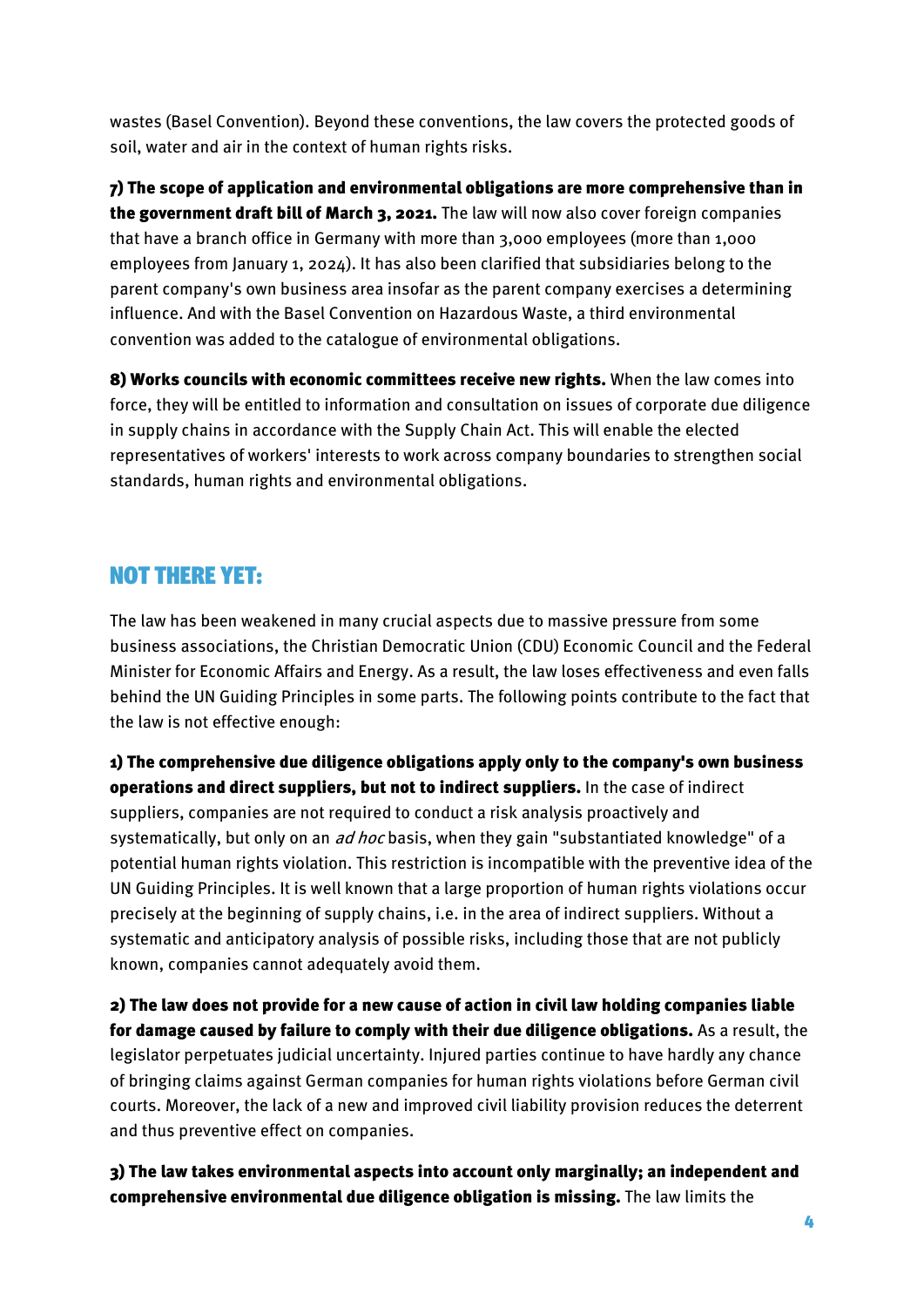wastes (Basel Convention). Beyond these conventions, the law covers the protected goods of soil, water and air in the context of human rights risks.

**7) The scope of application and environmental obligations are more comprehensive than in the government draft bill of March 3, 2021.** The law will now also cover foreign companies that have a branch office in Germany with more than 3,000 employees (more than 1,000 employees from January 1, 2024). It has also been clarified that subsidiaries belong to the parent company's own business area insofar as the parent company exercises a determining influence. And with the Basel Convention on Hazardous Waste, a third environmental convention was added to the catalogue of environmental obligations.

**8) Works councils with economic committees receive new rights.** When the law comes into force, they will be entitled to information and consultation on issues of corporate due diligence in supply chains in accordance with the Supply Chain Act. This will enable the elected representatives of workers' interests to work across company boundaries to strengthen social standards, human rights and environmental obligations.

## NOT THERE YET:

The law has been weakened in many crucial aspects due to massive pressure from some business associations, the Christian Democratic Union (CDU) Economic Council and the Federal Minister for Economic Affairs and Energy. As a result, the law loses effectiveness and even falls behind the UN Guiding Principles in some parts. The following points contribute to the fact that the law is not effective enough:

**1) The comprehensive due diligence obligations apply only to the company's own business operations and direct suppliers, but not to indirect suppliers.** In the case of indirect suppliers, companies are not required to conduct a risk analysis proactively and systematically, but only on an *ad hoc* basis, when they gain "substantiated knowledge" of a potential human rights violation. This restriction is incompatible with the preventive idea of the UN Guiding Principles. It is well known that a large proportion of human rights violations occur precisely at the beginning of supply chains, i.e. in the area of indirect suppliers. Without a systematic and anticipatory analysis of possible risks, including those that are not publicly known, companies cannot adequately avoid them.

**2) The law does not provide for a new cause of action in civil law holding companies liable for damage caused by failure to comply with their due diligence obligations.** As a result, the legislator perpetuates judicial uncertainty. Injured parties continue to have hardly any chance of bringing claims against German companies for human rights violations before German civil courts. Moreover, the lack of a new and improved civil liability provision reduces the deterrent and thus preventive effect on companies.

**3) The law takes environmental aspects into account only marginally; an independent and comprehensive environmental due diligence obligation is missing.** The law limits the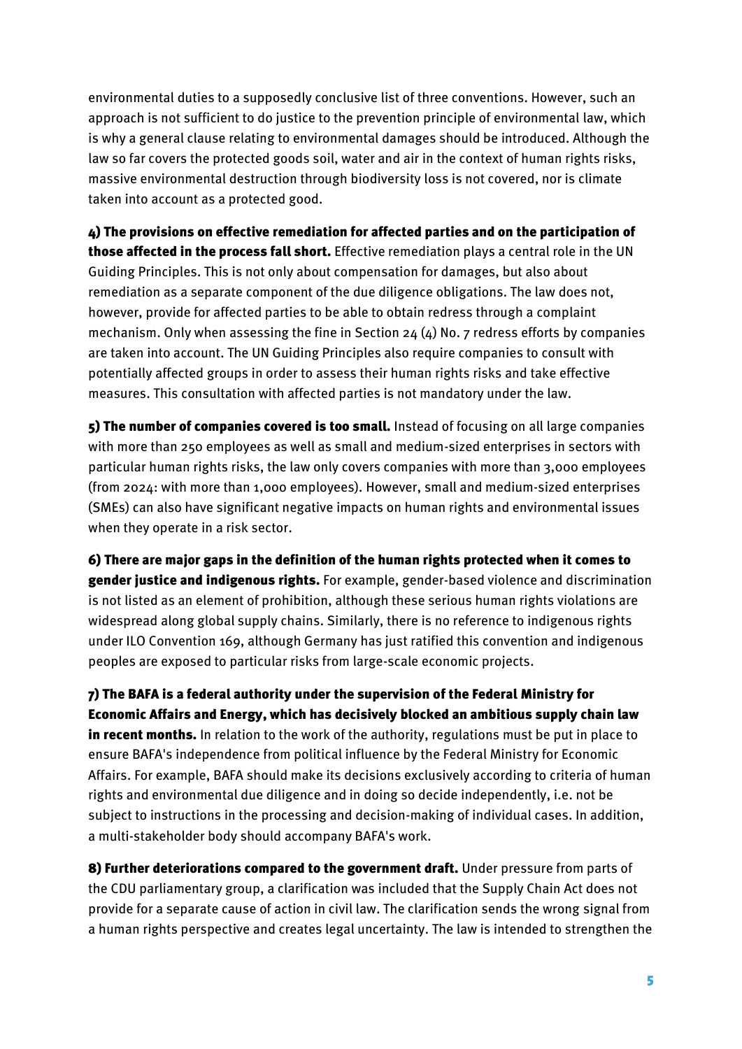environmental duties to a supposedly conclusive list of three conventions. However, such an approach is not sufficient to do justice to the prevention principle of environmental law, which is why a general clause relating to environmental damages should be introduced. Although the law so far covers the protected goods soil, water and air in the context of human rights risks, massive environmental destruction through biodiversity loss is not covered, nor is climate taken into account as a protected good.

**4) The provisions on effective remediation for affected parties and on the participation of those affected in the process fall short.** Effective remediation plays a central role in the UN Guiding Principles. This is not only about compensation for damages, but also about remediation as a separate component of the due diligence obligations. The law does not, however, provide for affected parties to be able to obtain redress through a complaint mechanism. Only when assessing the fine in Section 24 (4) No. 7 redress efforts by companies are taken into account. The UN Guiding Principles also require companies to consult with potentially affected groups in order to assess their human rights risks and take effective measures. This consultation with affected parties is not mandatory under the law.

**5) The number of companies covered is too small.** Instead of focusing on all large companies with more than 250 employees as well as small and medium-sized enterprises in sectors with particular human rights risks, the law only covers companies with more than 3,000 employees (from 2024: with more than 1,000 employees). However, small and medium-sized enterprises (SMEs) can also have significant negative impacts on human rights and environmental issues when they operate in a risk sector.

**6) There are major gaps in the definition of the human rights protected when it comes to gender justice and indigenous rights.** For example, gender-based violence and discrimination is not listed as an element of prohibition, although these serious human rights violations are widespread along global supply chains. Similarly, there is no reference to indigenous rights under ILO Convention 169, although Germany has just ratified this convention and indigenous peoples are exposed to particular risks from large-scale economic projects.

**7) The BAFA is a federal authority under the supervision of the Federal Ministry for Economic Affairs and Energy, which has decisively blocked an ambitious supply chain law in recent months.** In relation to the work of the authority, regulations must be put in place to ensure BAFA's independence from political influence by the Federal Ministry for Economic Affairs. For example, BAFA should make its decisions exclusively according to criteria of human rights and environmental due diligence and in doing so decide independently, i.e. not be subject to instructions in the processing and decision-making of individual cases. In addition, a multi-stakeholder body should accompany BAFA's work.

**8) Further deteriorations compared to the government draft.** Under pressure from parts of the CDU parliamentary group, a clarification was included that the Supply Chain Act does not provide for a separate cause of action in civil law. The clarification sends the wrong signal from a human rights perspective and creates legal uncertainty. The law is intended to strengthen the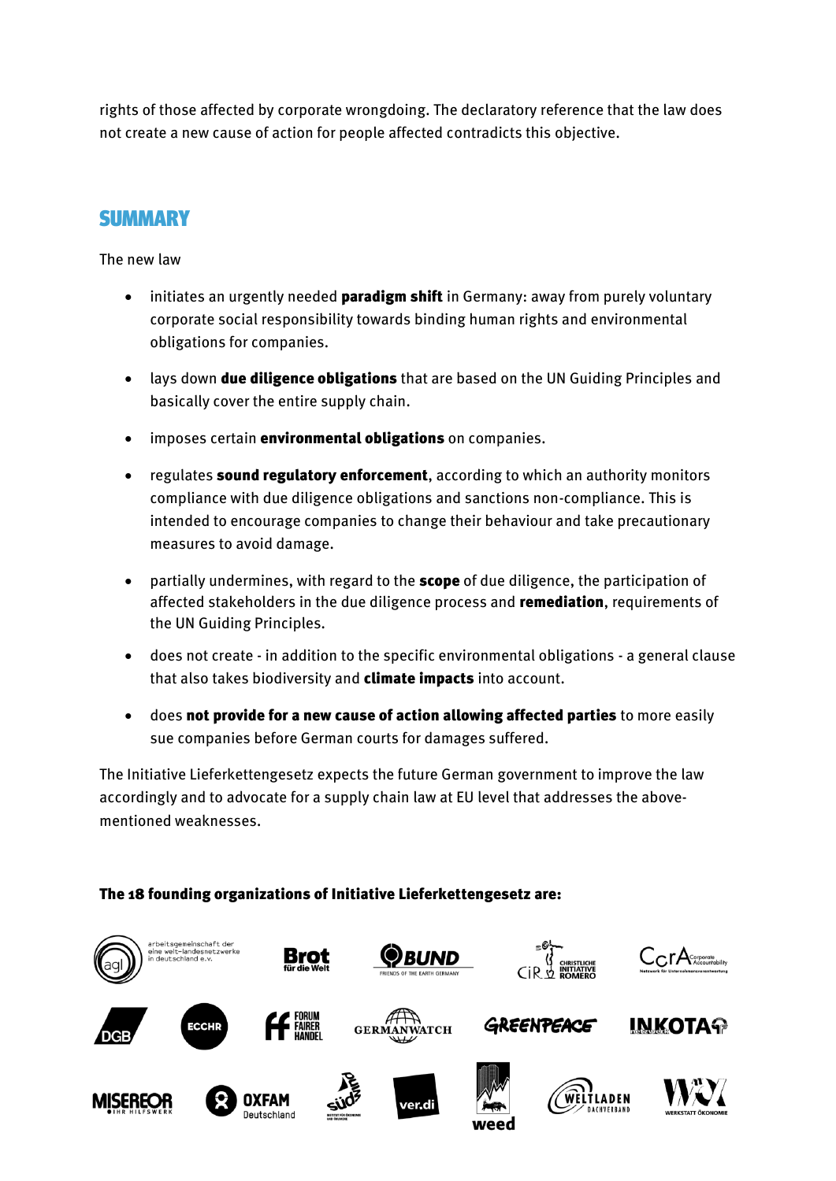rights of those affected by corporate wrongdoing. The declaratory reference that the law does not create a new cause of action for people affected contradicts this objective.

## SUMMARY

The new law

- initiates an urgently needed **paradigm shift** in Germany: away from purely voluntary corporate social responsibility towards binding human rights and environmental obligations for companies.
- lays down **due diligence obligations** that are based on the UN Guiding Principles and basically cover the entire supply chain.
- imposes certain **environmental obligations** on companies.
- regulates **sound regulatory enforcement**, according to which an authority monitors compliance with due diligence obligations and sanctions non-compliance. This is intended to encourage companies to change their behaviour and take precautionary measures to avoid damage.
- partially undermines, with regard to the **scope** of due diligence, the participation of affected stakeholders in the due diligence process and **remediation**, requirements of the UN Guiding Principles.
- does not create - in addition to the specific environmental obligations - a general clause that also takes biodiversity and **climate impacts** into account.
- does **not provide for a new cause of action allowing affected parties** to more easily sue companies before German courts for damages suffered.

The Initiative Lieferkettengesetz expects the future German government to improve the law accordingly and to advocate for a supply chain law at EU level that addresses the above-mentioned weaknesses.

**The 18 founding organizations of Initiative Lieferkettengesetz are:**

arbeitsgemeinschaft der eine welt-landesnetzwerke in deutschland e.v. (agl)
Brot für die Welt
BUND Friends of the Earth Germany
CIR Christliche Initiative Romero
CorA Corporate Accountability – Netzwerk für Unternehmensverantwortung
DGB
ECCHR
Forum Fairer Handel
Germanwatch
Greenpeace
INKOTA netzwerk
Misereor – Ihr Hilfswerk
Oxfam Deutschland
Südwind – Institut für Ökonomie und Ökumene
ver.di
weed
Weltladen Dachverband
Werkstatt Ökonomie